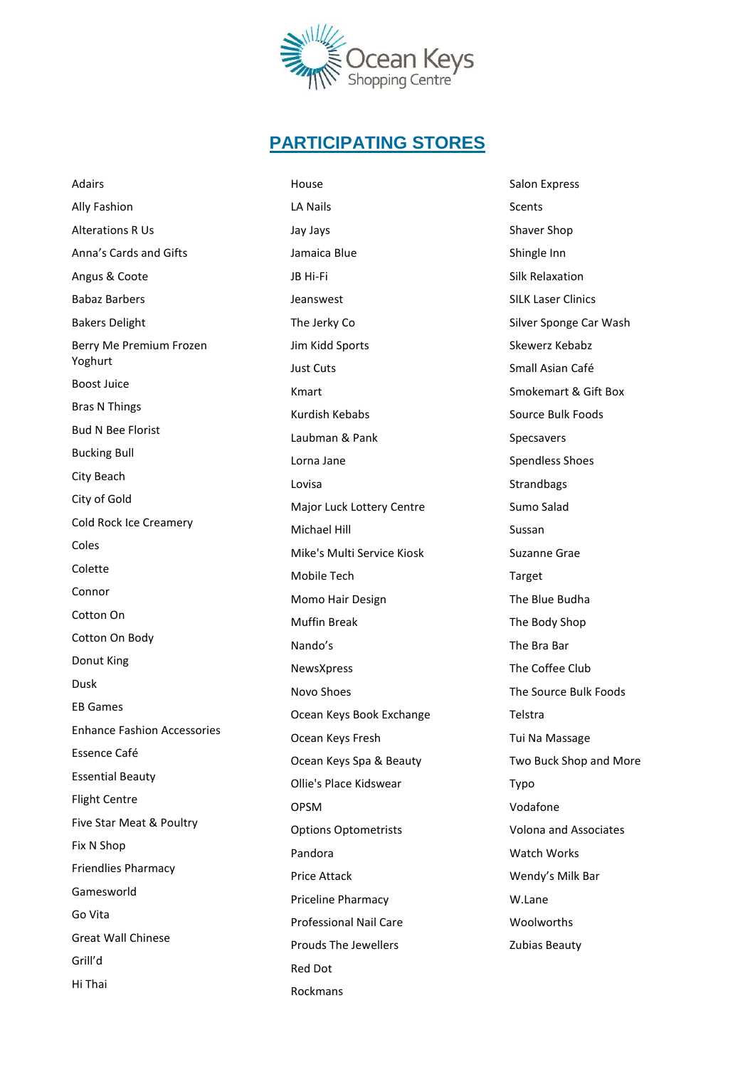Ocean Keys Shopping Centre

## PARTICIPATING STORES

Adairs
Ally Fashion
Alterations R Us
Anna's Cards and Gifts
Angus & Coote
Babaz Barbers
Bakers Delight
Berry Me Premium Frozen Yoghurt
Boost Juice
Bras N Things
Bud N Bee Florist
Bucking Bull
City Beach
City of Gold
Cold Rock Ice Creamery
Coles
Colette
Connor
Cotton On
Cotton On Body
Donut King
Dusk
EB Games
Enhance Fashion Accessories
Essence Café
Essential Beauty
Flight Centre
Five Star Meat & Poultry
Fix N Shop
Friendlies Pharmacy
Gamesworld
Go Vita
Great Wall Chinese
Grill'd
Hi Thai
House
LA Nails
Jay Jays
Jamaica Blue
JB Hi-Fi
Jeanswest
The Jerky Co
Jim Kidd Sports
Just Cuts
Kmart
Kurdish Kebabs
Laubman & Pank
Lorna Jane
Lovisa
Major Luck Lottery Centre
Michael Hill
Mike's Multi Service Kiosk
Mobile Tech
Momo Hair Design
Muffin Break
Nando's
NewsXpress
Novo Shoes
Ocean Keys Book Exchange
Ocean Keys Fresh
Ocean Keys Spa & Beauty
Ollie's Place Kidswear
OPSM
Options Optometrists
Pandora
Price Attack
Priceline Pharmacy
Professional Nail Care
Prouds The Jewellers
Red Dot
Rockmans
Salon Express
Scents
Shaver Shop
Shingle Inn
Silk Relaxation
SILK Laser Clinics
Silver Sponge Car Wash
Skewerz Kebabz
Small Asian Café
Smokemart & Gift Box
Source Bulk Foods
Specsavers
Spendless Shoes
Strandbags
Sumo Salad
Sussan
Suzanne Grae
Target
The Blue Budha
The Body Shop
The Bra Bar
The Coffee Club
The Source Bulk Foods
Telstra
Tui Na Massage
Two Buck Shop and More
Typo
Vodafone
Volona and Associates
Watch Works
Wendy's Milk Bar
W.Lane
Woolworths
Zubias Beauty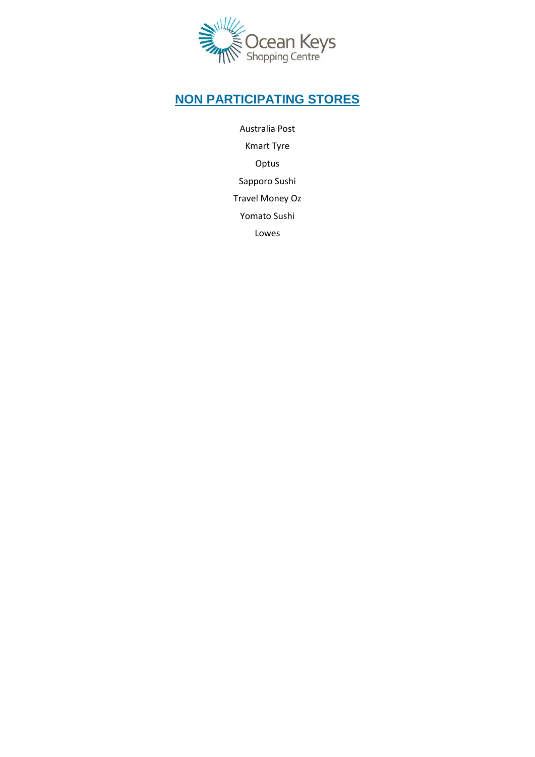Ocean Keys
Shopping Centre

## NON PARTICIPATING STORES

Australia Post

Kmart Tyre

Optus

Sapporo Sushi

Travel Money Oz

Yomato Sushi

Lowes